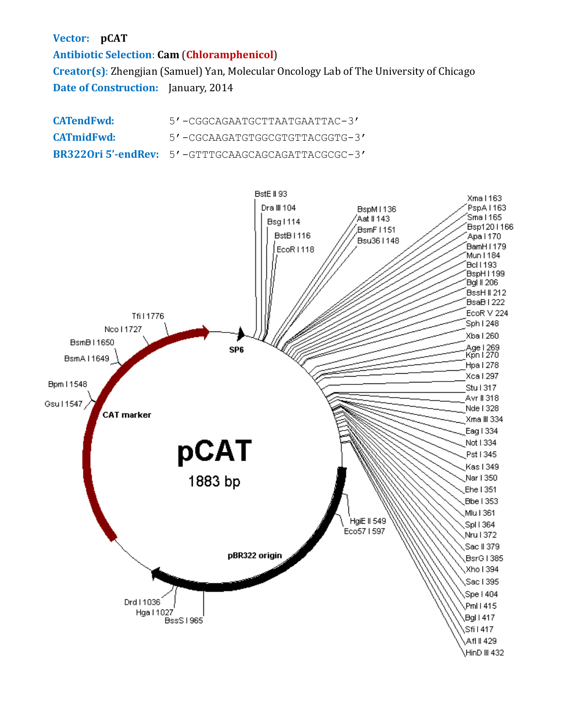**Vector:** pCAT

**Antibiotic Selection**: **Cam** (**Chloramphenicol**)

**Creator(s)**: Zhengjian (Samuel) Yan, Molecular Oncology Lab of The University of Chicago

**Date of Construction:** January, 2014

**CATendFwd:** 5'-CGGCAGAATGCTTAATGAATTAC-3'

**CATmidFwd:** 5'-CGCAAGATGTGGCGTGTTACGGTG-3'

**BR322Ori 5'-endRev:** 5'-GTTTGCAAGCAGCAGATTACGCGC-3'

pCAT

1883 bp

SP6

CAT marker

pBR322 origin

BstE II 93
Dra III 104
Bsg I 114
BstB I 116
EcoR I 118
BspM I 136
Aat II 143
BsmF I 151
Bsu36 I 148
Xma I 163
PspA I 163
Sma I 165
Bsp120 I 166
Apa I 170
BamH I 179
Mun I 184
Bcl I 193
BspH I 199
Bgl II 206
BssH II 212
BsaB I 222
EcoR V 224
Sph I 248
Xba I 260
Age I 269
Kpn I 270
Hpa I 278
Xca I 297
Stu I 317
Avr II 318
Nde I 328
Xma III 334
Eag I 334
Not I 334
Pst I 345
Kas I 349
Nar I 350
Ehe I 351
Bbe I 353
Mlu I 361
Spl I 364
Nru I 372
Sac II 379
BsrG I 385
Xho I 394
Sac I 395
Spe I 404
Pml I 415
Bgl I 417
Sfi I 417
Afl II 429
HinD III 432
HgiE II 549
Eco57 I 597
BssS I 965
Hga I 1027
Drd I 1036
Gsu I 1547
Bpm I 1548
BsmA I 1649
BsmB I 1650
Nco I 1727
Tfi I 1776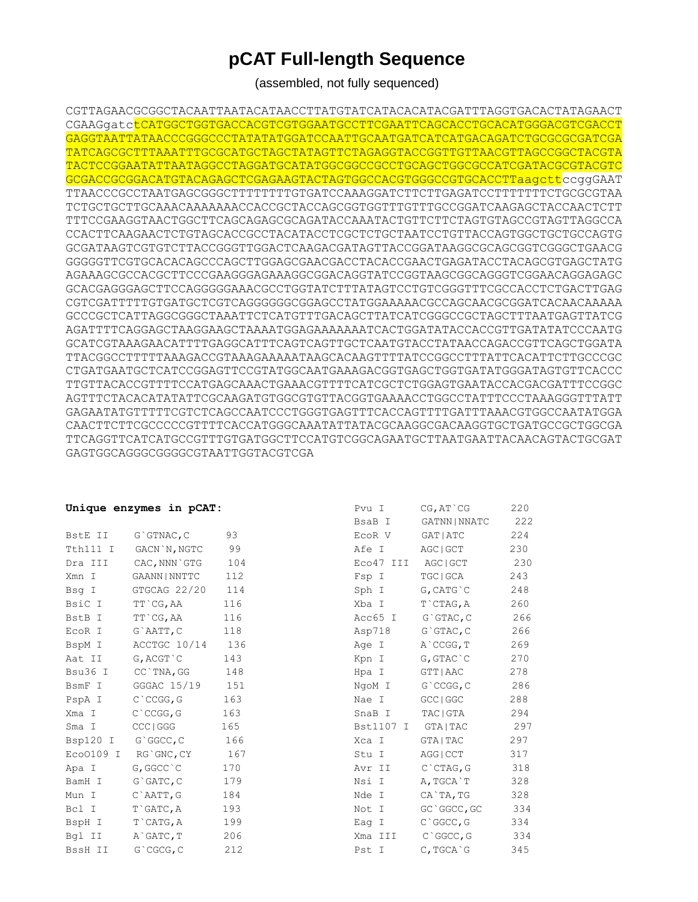# pCAT Full-length Sequence

(assembled, not fully sequenced)

```
CGTTAGAACGCGGCTACAATTAATACATAACCTTATGTATCATACACATACGATTTAGGTGACACTATAGAACT
CGAAGgatctCATGGCTGGTGACCACGTCGTGGAATGCCTTCGAATTCAGCACCTGCACATGGACGTCGACCT
GAGGTAATTATAACCCGGGCCCTATATATGGATCCAATTGCAATGATCATCATGACAGATCTGCGCGCGATCGA
TATCAGCGCTTTAAATTTGCGCATGCTAGCTATAGTTCTAGAGGTACCGGTTGTTAACGTTAGCCGGCTACGTA
TACTCCGGAATATTAATAGGCCTAGGATGCATATGGCGGCCGCCTGCAGCTGGCGCCATCGATACGCGTACGTC
GCGACCGCGGACATGTACAGAGCTCGAGAAGTACTAGTGGCCACGTGGGCCGTGCACCTTaagcttccggGAAT
TTAACCCGCCTAATGAGCGGGCTTTTTTTTGTGATCCAAAGGATCTTCTTGAGATCCTTTTTTTCTGCGCGTAA
TCTGCTGCTTGCAAACAAAAAAACCACCGCTACCAGCGGTGGTTTGTTTGCCGGATCAAGAGCTACCAACTCTT
TTTCCGAAGGTAACTGGCTTCAGCAGAGCGCAGATACCAAATACTGTTCTTCTAGTGTAGCCGTAGTTAGGCCA
CCACTTCAAGAACTCTGTAGCACCGCCTACATACCTCGCTCTGCTAATCCTGTTACCAGTGGCTGCTGCCAGTG
GCGATAAGTCGTGTCTTACCGGGTTGGACTCAAGACGATAGTTACCGGATAAGGCGCAGCGGTCGGGCTGAACG
GGGGGTTCGTGCACACAGCCCAGCTTGGAGCGAACGACCTACACCGAACTGAGATACCTACAGCGTGAGCTATG
AGAAAGCGCCACGCTTCCCGAAGGGAGAAAGGCGGACAGGTATCCGGTAAGCGGCAGGGTCGGAACAGGAGAGC
GCACGAGGGAGCTTCCAGGGGGAAACGCCTGGTATCTTTATAGTCCTGTCGGGTTTCGCCACCTCTGACTTGAG
CGTCGATTTTTGTGATGCTCGTCAGGGGGGCGGAGCCTATGGAAAAACGCCAGCAACGCGGATCACAACAAAAA
GCCCGCTCATTAGGCGGGCTAAATTCTCATGTTTGACAGCTTATCATCGGGCCGCTAGCTTTAATGAGTTATCG
AGATTTTCAGGAGCTAAGGAAGCTAAAATGGAGAAAAAAATCACTGGATATACCACCGTTGATATATCCCAATG
GCATCGTAAAGAACATTTTGAGGCATTTCAGTCAGTTGCTCAATGTACCTATAACCAGACCGTTCAGCTGGATA
TTACGGCCTTTTTAAAGACCGTAAAGAAAAATAAGCACAAGTTTTATCCGGCCTTTATTCACATTCTTGCCCGC
CTGATGAATGCTCATCCGGAGTTCCGTATGGCAATGAAAGACGGTGAGCTGGTGATATGGGATAGTGTTCACCC
TTGTTACACCGTTTTCCATGAGCAAACTGAAACGTTTTCATCGCTCTGGAGTGAATACCACGACGATTTCCGGC
AGTTTCTACACATATATTCGCAAGATGTGGCGTGTTACGGTGAAAACCTGGCCTATTTCCCTAAAGGGTTTATT
GAGAATATGTTTTTCGTCTCAGCCAATCCCTGGGTGAGTTTCACCAGTTTTGATTTAAACGTGGCCAATATGGA
CAACTTCTTCGCCCCCGTTTTCACCATGGGCAAATATTATACGCAAGGCGACAAGGTGCTGATGCCGCTGGCGA
TTCAGGTTCATCATGCCGTTTGTGATGGCTTCCATGTCGGCAGAATGCTTAATGAATTACAACAGTACTGCGAT
GAGTGGCAGGGCGGGGCGTAATTGGTACGTCGA
```

**Unique enzymes in pCAT:**

| Enzyme | Site | Position |
|---|---|---|
| BstE II | G`GTNAC,C | 93 |
| Tth111 I | GACN`N,NGTC | 99 |
| Dra III | CAC,NNN`GTG | 104 |
| Xmn I | GAANN\|NNTTC | 112 |
| Bsg I | GTGCAG 22/20 | 114 |
| BsiC I | TT`CG,AA | 116 |
| BstB I | TT`CG,AA | 116 |
| EcoR I | G`AATT,C | 118 |
| BspM I | ACCTGC 10/14 | 136 |
| Aat II | G,ACGT`C | 143 |
| Bsu36 I | CC`TNA,GG | 148 |
| BsmF I | GGGAC 15/19 | 151 |
| PspA I | C`CCGG,G | 163 |
| Xma I | C`CCGG,G | 163 |
| Sma I | CCC\|GGG | 165 |
| Bsp120 I | G`GGCC,C | 166 |
| EcoO109 I | RG`GNC,CY | 167 |
| Apa I | G,GGCC`C | 170 |
| BamH I | G`GATC,C | 179 |
| Mun I | C`AATT,G | 184 |
| Bcl I | T`GATC,A | 193 |
| BspH I | T`CATG,A | 199 |
| Bgl II | A`GATC,T | 206 |
| BssH II | G`CGCG,C | 212 |
| Pvu I | CG,AT`CG | 220 |
| BsaB I | GATNN\|NNATC | 222 |
| EcoR V | GAT\|ATC | 224 |
| Afe I | AGC\|GCT | 230 |
| Eco47 III | AGC\|GCT | 230 |
| Fsp I | TGC\|GCA | 243 |
| Sph I | G,CATG`C | 248 |
| Xba I | T`CTAG,A | 260 |
| Acc65 I | G`GTAC,C | 266 |
| Asp718 | G`GTAC,C | 266 |
| Age I | A`CCGG,T | 269 |
| Kpn I | G,GTAC`C | 270 |
| Hpa I | GTT\|AAC | 278 |
| NgoM I | G`CCGG,C | 286 |
| Nae I | GCC\|GGC | 288 |
| SnaB I | TAC\|GTA | 294 |
| Bst1107 I | GTA\|TAC | 297 |
| Xca I | GTA\|TAC | 297 |
| Stu I | AGG\|CCT | 317 |
| Avr II | C`CTAG,G | 318 |
| Nsi I | A,TGCA`T | 328 |
| Nde I | CA`TA,TG | 328 |
| Not I | GC`GGCC,GC | 334 |
| Eag I | C`GGCC,G | 334 |
| Xma III | C`GGCC,G | 334 |
| Pst I | C,TGCA`G | 345 |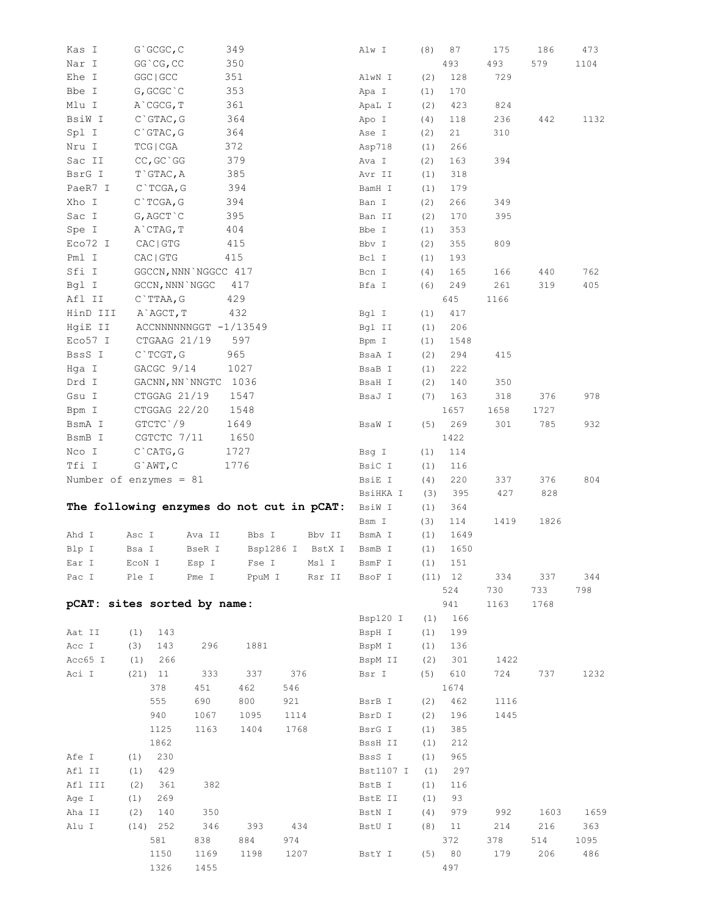| | | |
|---|---|---|
| Kas I | G\`GCGC,C | 349 |
| Nar I | GG\`CG,CC | 350 |
| Ehe I | GGC\|GCC | 351 |
| Bbe I | G,GCGC\`C | 353 |
| Mlu I | A\`CGCG,T | 361 |
| BsiW I | C\`GTAC,G | 364 |
| Spl I | C\`GTAC,G | 364 |
| Nru I | TCG\|CGA | 372 |
| Sac II | CC,GC\`GG | 379 |
| BsrG I | T\`GTAC,A | 385 |
| PaeR7 I | C\`TCGA,G | 394 |
| Xho I | C\`TCGA,G | 394 |
| Sac I | G,AGCT\`C | 395 |
| Spe I | A\`CTAG,T | 404 |
| Eco72 I | CAC\|GTG | 415 |
| Pml I | CAC\|GTG | 415 |
| Sfi I | GGCCN,NNN\`NGGCC | 417 |
| Bgl I | GCCN,NNN\`NGGC | 417 |
| Afl II | C\`TTAA,G | 429 |
| HinD III | A\`AGCT,T | 432 |
| HgiE II | ACCNNNNNNGGT | -1/13549 |
| Eco57 I | CTGAAG 21/19 | 597 |
| BssS I | C\`TCGT,G | 965 |
| Hga I | GACGC 9/14 | 1027 |
| Drd I | GACNN,NN\`NNGTC | 1036 |
| Gsu I | CTGGAG 21/19 | 1547 |
| Bpm I | CTGGAG 22/20 | 1548 |
| BsmA I | GTCTC\`/9 | 1649 |
| BsmB I | CGTCTC 7/11 | 1650 |
| Nco I | C\`CATG,G | 1727 |
| Tfi I | G\`AWT,C | 1776 |

Number of enzymes = 81

**The following enzymes do not cut in pCAT:**

| | | | | |
|---|---|---|---|---|
| Ahd I | Asc I | Ava II | Bbs I | Bbv II |
| Blp I | Bsa I | BseR I | Bsp1286 I | BstX I |
| Ear I | EcoN I | Esp I | Fse I | Msl I |
| Pac I | Ple I | Pme I | PpuM I | Rsr II |

**pCAT: sites sorted by name:**

| | | | | | |
|---|---|---|---|---|---|
| Aat II | (1) | 143 | | | |
| Acc I | (3) | 143 | 296 | 1881 | |
| Acc65 I | (1) | 266 | | | |
| Aci I | (21) | 11 | 333 | 337 | 376 |
| | | 378 | 451 | 462 | 546 |
| | | 555 | 690 | 800 | 921 |
| | | 940 | 1067 | 1095 | 1114 |
| | | 1125 | 1163 | 1404 | 1768 |
| | | 1862 | | | |
| Afe I | (1) | 230 | | | |
| Afl II | (1) | 429 | | | |
| Afl III | (2) | 361 | 382 | | |
| Age I | (1) | 269 | | | |
| Aha II | (2) | 140 | 350 | | |
| Alu I | (14) | 252 | 346 | 393 | 434 |
| | | 581 | 838 | 884 | 974 |
| | | 1150 | 1169 | 1198 | 1207 |
| | | 1326 | 1455 | | |
| Alw I | (8) | 87 | 175 | 186 | 473 |
| | | 493 | 493 | 579 | 1104 |
| AlwN I | (2) | 128 | 729 | | |
| Apa I | (1) | 170 | | | |
| ApaL I | (2) | 423 | 824 | | |
| Apo I | (4) | 118 | 236 | 442 | 1132 |
| Ase I | (2) | 21 | 310 | | |
| Asp718 | (1) | 266 | | | |
| Ava I | (2) | 163 | 394 | | |
| Avr II | (1) | 318 | | | |
| BamH I | (1) | 179 | | | |
| Ban I | (2) | 266 | 349 | | |
| Ban II | (2) | 170 | 395 | | |
| Bbe I | (1) | 353 | | | |
| Bbv I | (2) | 355 | 809 | | |
| Bcl I | (1) | 193 | | | |
| Bcn I | (4) | 165 | 166 | 440 | 762 |
| Bfa I | (6) | 249 | 261 | 319 | 405 |
| | | 645 | 1166 | | |
| Bgl I | (1) | 417 | | | |
| Bgl II | (1) | 206 | | | |
| Bpm I | (1) | 1548 | | | |
| BsaA I | (2) | 294 | 415 | | |
| BsaB I | (1) | 222 | | | |
| BsaH I | (2) | 140 | 350 | | |
| BsaJ I | (7) | 163 | 318 | 376 | 978 |
| | | 1657 | 1658 | 1727 | |
| BsaW I | (5) | 269 | 301 | 785 | 932 |
| | | 1422 | | | |
| Bsg I | (1) | 114 | | | |
| BsiC I | (1) | 116 | | | |
| BsiE I | (4) | 220 | 337 | 376 | 804 |
| BsiHKA I | (3) | 395 | 427 | 828 | |
| BsiW I | (1) | 364 | | | |
| Bsm I | (3) | 114 | 1419 | 1826 | |
| BsmA I | (1) | 1649 | | | |
| BsmB I | (1) | 1650 | | | |
| BsmF I | (1) | 151 | | | |
| BsoF I | (11) | 12 | 334 | 337 | 344 |
| | | 524 | 730 | 733 | 798 |
| | | 941 | 1163 | 1768 | |
| Bsp120 I | (1) | 166 | | | |
| BspH I | (1) | 199 | | | |
| BspM I | (1) | 136 | | | |
| BspM II | (2) | 301 | 1422 | | |
| Bsr I | (5) | 610 | 724 | 737 | 1232 |
| | | 1674 | | | |
| BsrB I | (2) | 462 | 1116 | | |
| BsrD I | (2) | 196 | 1445 | | |
| BsrG I | (1) | 385 | | | |
| BssH II | (1) | 212 | | | |
| BssS I | (1) | 965 | | | |
| Bst1107 I | (1) | 297 | | | |
| BstB I | (1) | 116 | | | |
| BstE II | (1) | 93 | | | |
| BstN I | (4) | 979 | 992 | 1603 | 1659 |
| BstU I | (8) | 11 | 214 | 216 | 363 |
| | | 372 | 378 | 514 | 1095 |
| BstY I | (5) | 80 | 179 | 206 | 486 |
| | | 497 | | | |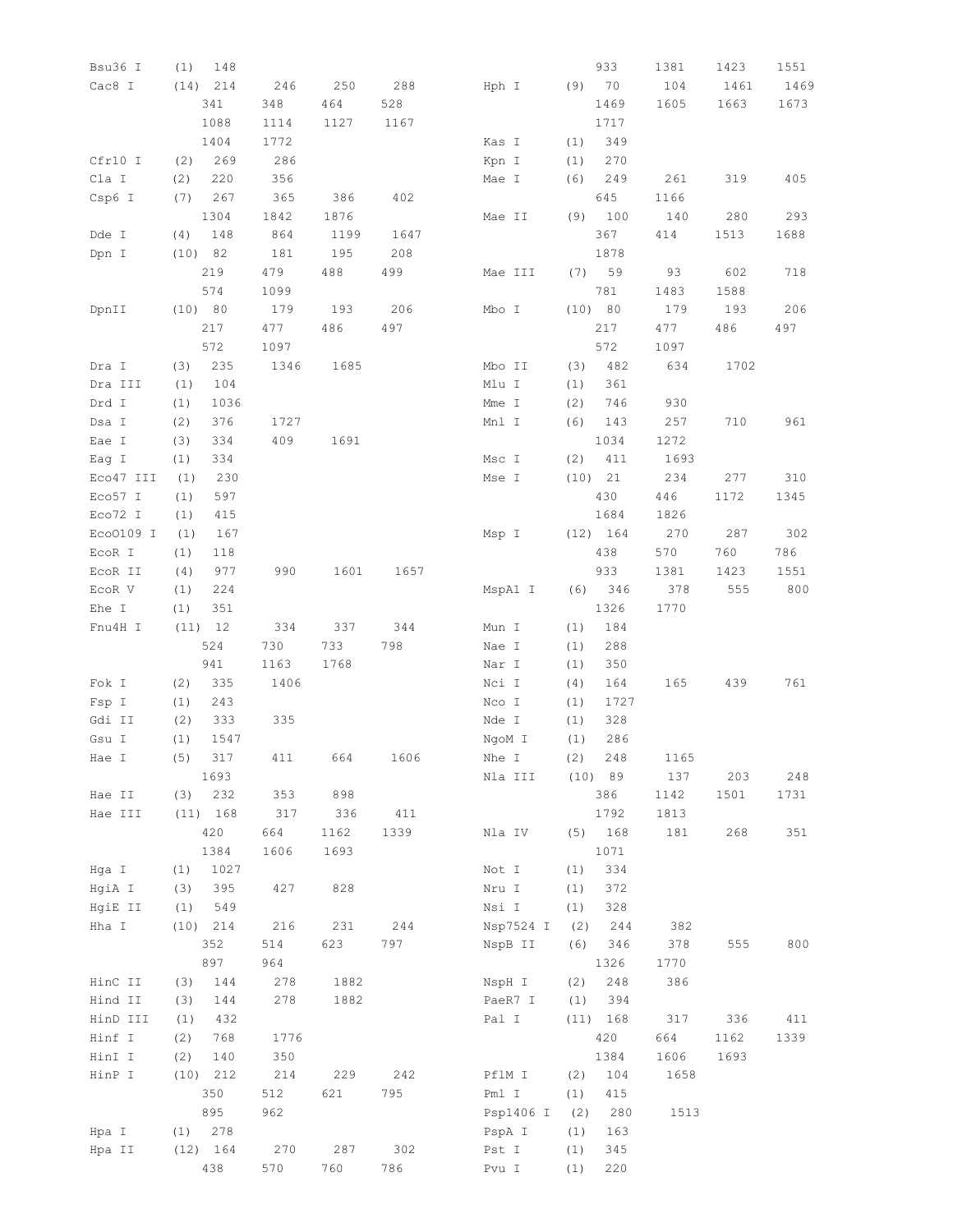```
Bsu36 I    (1)  148
Cac8 I     (14) 214    246    250    288
                341    348    464    528
                1088   1114   1127   1167
                1404   1772
Cfr10 I    (2)  269    286
Cla I      (2)  220    356
Csp6 I     (7)  267    365    386    402
                1304   1842   1876
Dde I      (4)  148    864    1199   1647
Dpn I      (10) 82     181    195    208
                219    479    488    499
                574    1099
DpnII      (10) 80     179    193    206
                217    477    486    497
                572    1097
Dra I      (3)  235    1346   1685
Dra III    (1)  104
Drd I      (1)  1036
Dsa I      (2)  376    1727
Eae I      (3)  334    409    1691
Eag I      (1)  334
Eco47 III  (1)  230
Eco57 I    (1)  597
Eco72 I    (1)  415
EcoO109 I  (1)  167
EcoR I     (1)  118
EcoR II    (4)  977    990    1601   1657
EcoR V     (1)  224
Ehe I      (1)  351
Fnu4H I    (11) 12     334    337    344
                524    730    733    798
                941    1163   1768
Fok I      (2)  335    1406
Fsp I      (1)  243
Gdi II     (2)  333    335
Gsu I      (1)  1547
Hae I      (5)  317    411    664    1606
                1693
Hae II     (3)  232    353    898
Hae III    (11) 168    317    336    411
                420    664    1162   1339
                1384   1606   1693
Hga I      (1)  1027
HgiA I     (3)  395    427    828
HgiE II    (1)  549
Hha I      (10) 214    216    231    244
                352    514    623    797
                897    964
HinC II    (3)  144    278    1882
Hind II    (3)  144    278    1882
HinD III   (1)  432
Hinf I     (2)  768    1776
HinI I     (2)  140    350
HinP I     (10) 212    214    229    242
                350    512    621    795
                895    962
Hpa I      (1)  278
Hpa II     (12) 164    270    287    302
                438    570    760    786
                933    1381   1423   1551
Hph I      (9)  70     104    1461   1469
                1469   1605   1663   1673
                1717
Kas I      (1)  349
Kpn I      (1)  270
Mae I      (6)  249    261    319    405
                645    1166
Mae II     (9)  100    140    280    293
                367    414    1513   1688
                1878
Mae III    (7)  59     93     602    718
                781    1483   1588
Mbo I      (10) 80     179    193    206
                217    477    486    497
                572    1097
Mbo II     (3)  482    634    1702
Mlu I      (1)  361
Mme I      (2)  746    930
Mnl I      (6)  143    257    710    961
                1034   1272
Msc I      (2)  411    1693
Mse I      (10) 21     234    277    310
                430    446    1172   1345
                1684   1826
Msp I      (12) 164    270    287    302
                438    570    760    786
                933    1381   1423   1551
MspA1 I    (6)  346    378    555    800
                1326   1770
Mun I      (1)  184
Nae I      (1)  288
Nar I      (1)  350
Nci I      (4)  164    165    439    761
Nco I      (1)  1727
Nde I      (1)  328
NgoM I     (1)  286
Nhe I      (2)  248    1165
Nla III    (10) 89     137    203    248
                386    1142   1501   1731
                1792   1813
Nla IV     (5)  168    181    268    351
                1071
Not I      (1)  334
Nru I      (1)  372
Nsi I      (1)  328
Nsp7524 I  (2)  244    382
NspB II    (6)  346    378    555    800
                1326   1770
NspH I     (2)  248    386
PaeR7 I    (1)  394
Pal I      (11) 168    317    336    411
                420    664    1162   1339
                1384   1606   1693
PflM I     (2)  104    1658
Pml I      (1)  415
Psp1406 I  (2)  280    1513
PspA I     (1)  163
Pst I      (1)  345
Pvu I      (1)  220
```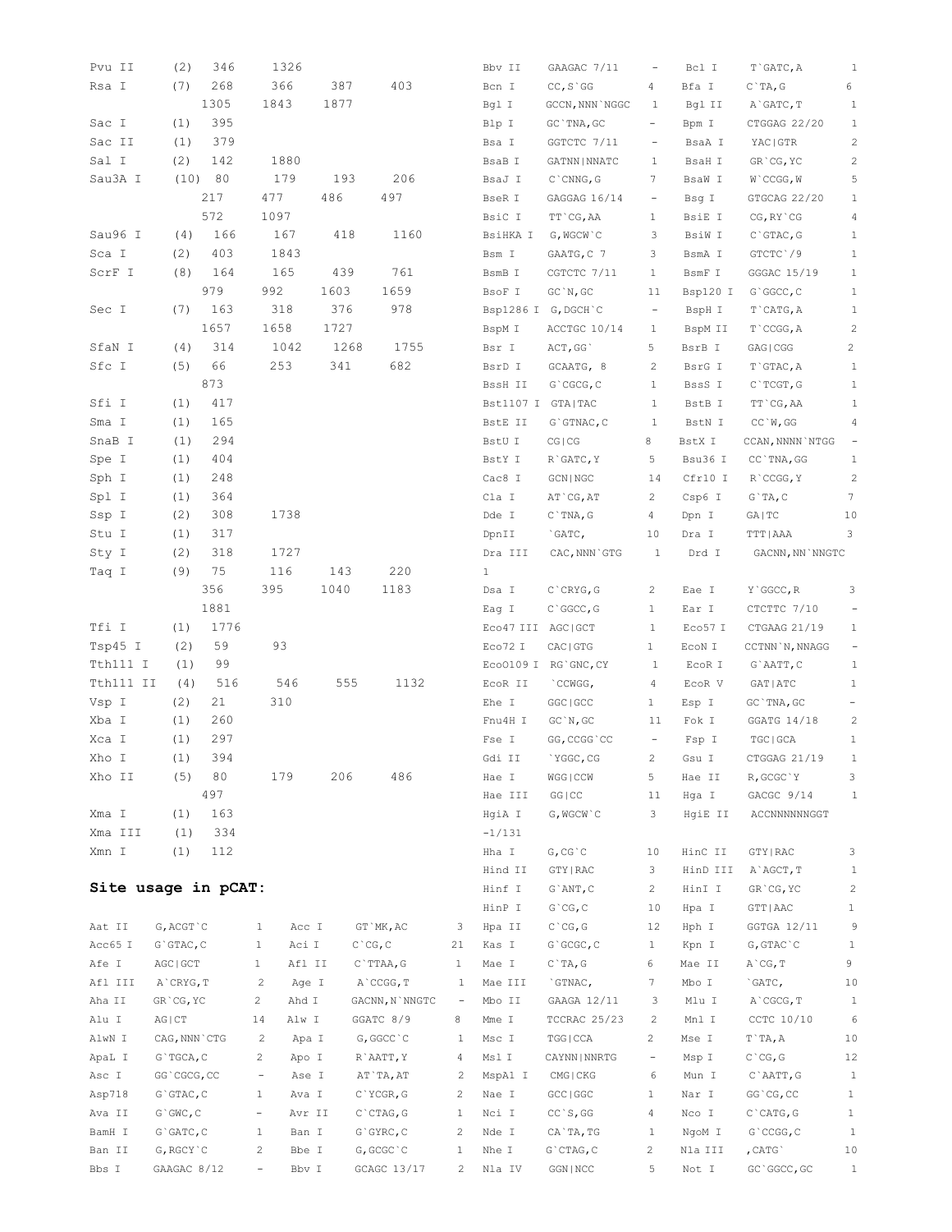```
Pvu II      (2)  346    1326
Rsa I       (7)  268    366    387    403
                 1305   1843   1877
Sac I       (1)  395
Sac II      (1)  379
Sal I       (2)  142    1880
Sau3A I     (10) 80     179    193    206
                 217    477    486    497
                 572    1097
Sau96 I     (4)  166    167    418    1160
Sca I       (2)  403    1843
ScrF I      (8)  164    165    439    761
                 979    992    1603   1659
Sec I       (7)  163    318    376    978
                 1657   1658   1727
SfaN I      (4)  314    1042   1268   1755
Sfc I       (5)  66     253    341    682
                 873
Sfi I       (1)  417
Sma I       (1)  165
SnaB I      (1)  294
Spe I       (1)  404
Sph I       (1)  248
Spl I       (1)  364
Ssp I       (2)  308    1738
Stu I       (1)  317
Sty I       (2)  318    1727
Taq I       (9)  75     116    143    220
                 356    395    1040   1183
                 1881
Tfi I       (1)  1776
Tsp45 I     (2)  59     93
Tth111 I    (1)  99
Tth111 II   (4)  516    546    555    1132
Vsp I       (2)  21     310
Xba I       (1)  260
Xca I       (1)  297
Xho I       (1)  394
Xho II      (5)  80     179    206    486
                 497
Xma I       (1)  163
Xma III     (1)  334
Xmn I       (1)  112
```

**Site usage in pCAT:**

```
Aat II     G,ACGT`C        1    Acc I      GT`MK,AC         3
Acc65 I    G`GTAC,C        1    Aci I      C`CG,C          21
Afe I      AGC|GCT         1    Afl II     C`TTAA,G         1
Afl III    A`CRYG,T        2    Age I      A`CCGG,T         1
Aha II     GR`CG,YC        2    Ahd I      GACNN,N`NNGTC    -
Alu I      AG|CT          14    Alw I      GGATC 8/9        8
AlwN I     CAG,NNN`CTG     2    Apa I      G,GGCC`C         1
ApaL I     G`TGCA,C        2    Apo I      R`AATT,Y         4
Asc I      GG`CGCG,CC      -    Ase I      AT`TA,AT         2
Asp718     G`GTAC,C        1    Ava I      C`YCGR,G         2
Ava II     G`GWC,C         -    Avr II     C`CTAG,G         1
BamH I     G`GATC,C        1    Ban I      G`GYRC,C         2
Ban II     G,RGCY`C        2    Bbe I      G,GCGC`C         1
Bbs I      GAAGAC 8/12     -    Bbv I      GCAGC 13/17      2
Bbv II     GAAGAC 7/11     -    Bcl I      T`GATC,A         1
Bcn I      CC,S`GG         4    Bfa I      C`TA,G           6
Bgl I      GCCN,NNN`NGGC   1    Bgl II     A`GATC,T         1
Blp I      GC`TNA,GC       -    Bpm I      CTGGAG 22/20     1
Bsa I      GGTCTC 7/11     -    BsaA I     YAC|GTR          2
BsaB I     GATNN|NNATC     1    BsaH I     GR`CG,YC         2
BsaJ I     C`CNNG,G        7    BsaW I     W`CCGG,W         5
BseR I     GAGGAG 16/14    -    Bsg I      GTGCAG 22/20     1
BsiC I     TT`CG,AA        1    BsiE I     CG,RY`CG         4
BsiHKA I   G,WGCW`C        3    BsiW I     C`GTAC,G         1
Bsm I      GAATG,C 7       3    BsmA I     GTCTC`/9         1
BsmB I     CGTCTC 7/11     1    BsmF I     GGGAC 15/19      1
BsoF I     GC`N,GC        11    Bsp120 I   G`GGCC,C         1
Bsp1286 I  G,DGCH`C        -    BspH I     T`CATG,A         1
BspM I     ACCTGC 10/14    1    BspM II    T`CCGG,A         2
Bsr I      ACT,GG`         5    BsrB I     GAG|CGG          2
BsrD I     GCAATG, 8       2    BsrG I     T`GTAC,A         1
BssH II    G`CGCG,C        1    BssS I     C`TCGT,G         1
Bst1107 I  GTA|TAC         1    BstB I     TT`CG,AA         1
BstE II    G`GTNAC,C       1    BstN I     CC`W,GG          4
BstU I     CG|CG           8    BstX I     CCAN,NNNN`NTGG   -
BstY I     R`GATC,Y        5    Bsu36 I    CC`TNA,GG        1
Cac8 I     GCN|NGC        14    Cfr10 I    R`CCGG,Y         2
Cla I      AT`CG,AT        2    Csp6 I     G`TA,C           7
Dde I      C`TNA,G         4    Dpn I      GA|TC           10
DpnII      `GATC,         10    Dra I      TTT|AAA          3
Dra III    CAC,NNN`GTG     1    Drd I      GACNN,NN`NNGTC
1
Dsa I      C`CRYG,G        2    Eae I      Y`GGCC,R         3
Eag I      C`GGCC,G        1    Ear I      CTCTTC 7/10      -
Eco47 III  AGC|GCT         1    Eco57 I    CTGAAG 21/19     1
Eco72 I    CAC|GTG         1    EcoN I     CCTNN`N,NNAGG    -
EcoO109 I  RG`GNC,CY       1    EcoR I     G`AATT,C         1
EcoR II    `CCWGG,         4    EcoR V     GAT|ATC          1
Ehe I      GGC|GCC         1    Esp I      GC`TNA,GC        -
Fnu4H I    GC`N,GC        11    Fok I      GGATG 14/18      2
Fse I      GG,CCGG`CC      -    Fsp I      TGC|GCA          1
Gdi II     `YGGC,CG        2    Gsu I      CTGGAG 21/19     1
Hae I      WGG|CCW         5    Hae II     R,GCGC`Y         3
Hae III    GG|CC          11    Hga I      GACGC 9/14       1
HgiA I     G,WGCW`C        3    HgiE II    ACCNNNNNNGGT
-1/131
Hha I      G,CG`C         10    HinC II    GTY|RAC          3
Hind II    GTY|RAC         3    HinD III   A`AGCT,T         1
Hinf I     G`ANT,C         2    HinI I     GR`CG,YC         2
HinP I     G`CG,C         10    Hpa I      GTT|AAC          1
Hpa II     C`CG,G         12    Hph I      GGTGA 12/11      9
Kas I      G`GCGC,C        1    Kpn I      G,GTAC`C         1
Mae I      C`TA,G          6    Mae II     A`CG,T           9
Mae III    `GTNAC,         7    Mbo I      `GATC,          10
Mbo II     GAAGA 12/11     3    Mlu I      A`CGCG,T         1
Mme I      TCCRAC 25/23    2    Mnl I      CCTC 10/10       6
Msc I      TGG|CCA         2    Mse I      T`TA,A          10
Msl I      CAYNN|NNRTG     -    Msp I      C`CG,G          12
MspA1 I    CMG|CKG         6    Mun I      C`AATT,G         1
Nae I      GCC|GGC         1    Nar I      GG`CG,CC         1
Nci I      CC`S,GG         4    Nco I      C`CATG,G         1
Nde I      CA`TA,TG        1    NgoM I     G`CCGG,C         1
Nhe I      G`CTAG,C        2    Nla III    ,CATG`          10
Nla IV     GGN|NCC         5    Not I      GC`GGCC,GC       1
```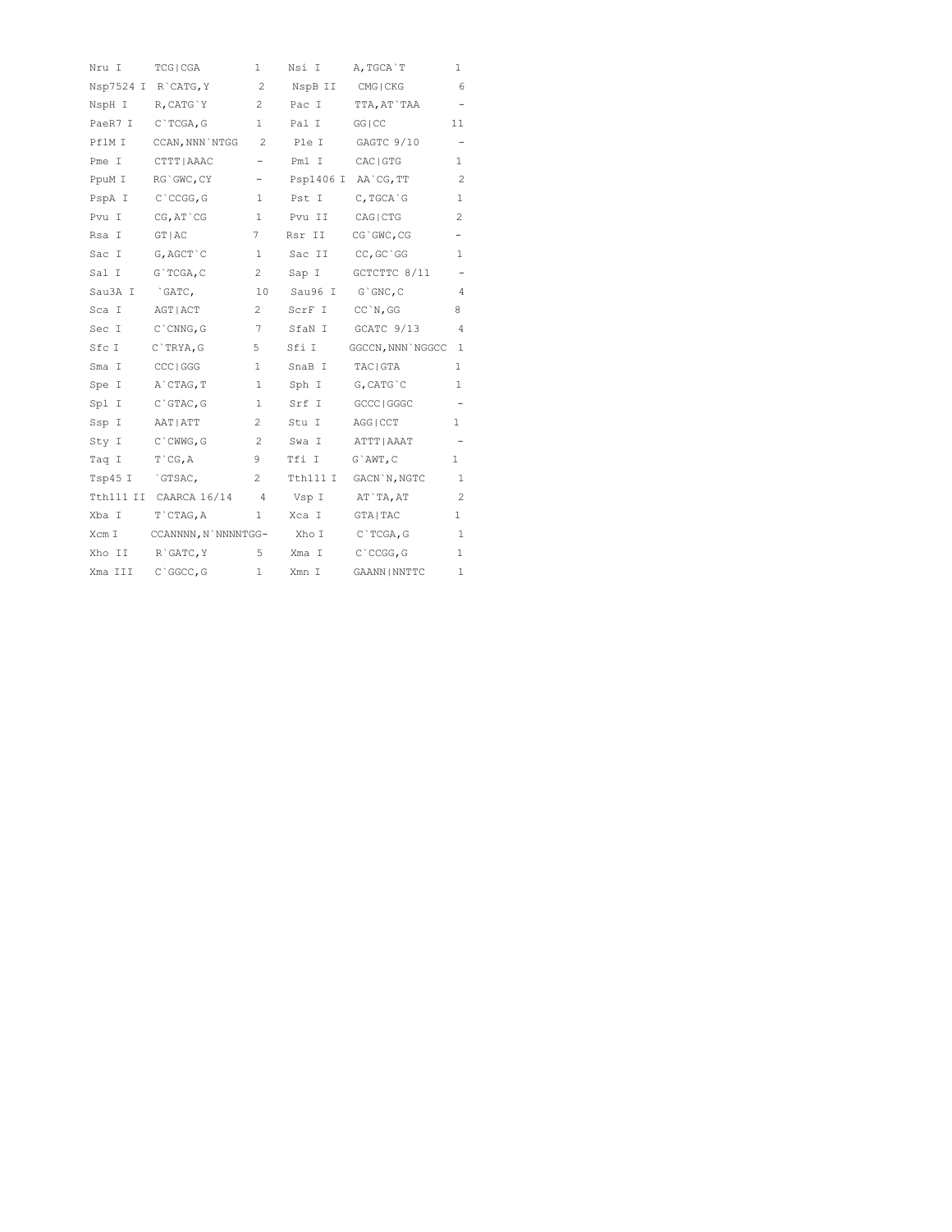| | | | | | |
|---|---|---|---|---|---|
| Nru I | TCG\|CGA | 1 | Nsi I | A,TGCA`T | 1 |
| Nsp7524 I | R`CATG,Y | 2 | NspB II | CMG\|CKG | 6 |
| NspH I | R,CATG`Y | 2 | Pac I | TTA,AT`TAA | - |
| PaeR7 I | C`TCGA,G | 1 | Pal I | GG\|CC | 11 |
| Pf1M I | CCAN,NNN`NTGG | 2 | Ple I | GAGTC 9/10 | - |
| Pme I | CTTT\|AAAC | - | Pml I | CAC\|GTG | 1 |
| PpuM I | RG`GWC,CY | - | Psp1406 I | AA`CG,TT | 2 |
| PspA I | C`CCGG,G | 1 | Pst I | C,TGCA`G | 1 |
| Pvu I | CG,AT`CG | 1 | Pvu II | CAG\|CTG | 2 |
| Rsa I | GT\|AC | 7 | Rsr II | CG`GWC,CG | - |
| Sac I | G,AGCT`C | 1 | Sac II | CC,GC`GG | 1 |
| Sal I | G`TCGA,C | 2 | Sap I | GCTCTTC 8/11 | - |
| Sau3A I | `GATC, | 10 | Sau96 I | G`GNC,C | 4 |
| Sca I | AGT\|ACT | 2 | ScrF I | CC`N,GG | 8 |
| Sec I | C`CNNG,G | 7 | SfaN I | GCATC 9/13 | 4 |
| Sfc I | C`TRYA,G | 5 | Sfi I | GGCCN,NNN`NGGCC | 1 |
| Sma I | CCC\|GGG | 1 | SnaB I | TAC\|GTA | 1 |
| Spe I | A`CTAG,T | 1 | Sph I | G,CATG`C | 1 |
| Spl I | C`GTAC,G | 1 | Srf I | GCCC\|GGGC | - |
| Ssp I | AAT\|ATT | 2 | Stu I | AGG\|CCT | 1 |
| Sty I | C`CWWG,G | 2 | Swa I | ATTT\|AAAT | - |
| Taq I | T`CG,A | 9 | Tfi I | G`AWT,C | 1 |
| Tsp45 I | `GTSAC, | 2 | Tth111 I | GACN`N,NGTC | 1 |
| Tth111 II | CAARCA 16/14 | 4 | Vsp I | AT`TA,AT | 2 |
| Xba I | T`CTAG,A | 1 | Xca I | GTA\|TAC | 1 |
| Xcm I | CCANNNN,N`NNNNTGG- | | Xho I | C`TCGA,G | 1 |
| Xho II | R`GATC,Y | 5 | Xma I | C`CCGG,G | 1 |
| Xma III | C`GGCC,G | 1 | Xmn I | GAANN\|NNTTC | 1 |